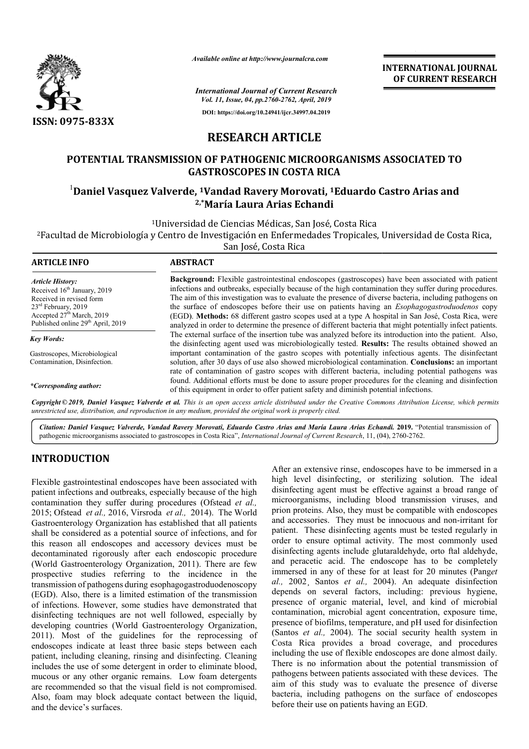*Available online at http://www.journalcra.com*

*International Journal of Current Research*
*Vol. 11, Issue, 04, pp.2760-2762, April, 2019*

**DOI: https://doi.org/10.24941/ijcr.34997.04.2019**

**INTERNATIONAL JOURNAL OF CURRENT RESEARCH**

ISSN: 0975-833X

# RESEARCH ARTICLE

## POTENTIAL TRANSMISSION OF PATHOGENIC MICROORGANISMS ASSOCIATED TO GASTROSCOPES IN COSTA RICA

**[1]Daniel Vasquez Valverde, [1]Vandad Ravery Morovati, [1]Eduardo Castro Arias and [2,*]María Laura Arias Echandi**

[1]Universidad de Ciencias Médicas, San José, Costa Rica

[2]Facultad de Microbiología y Centro de Investigación en Enfermedades Tropicales, Universidad de Costa Rica, San José, Costa Rica

**ARTICLE INFO**

*Article History:*
Received 16th January, 2019
Received in revised form 23rd February, 2019
Accepted 27th March, 2019
Published online 29th April, 2019

*Key Words:*
Gastroscopes, Microbiological Contamination, Disinfection.

**\*Corresponding author:**

**ABSTRACT**

**Background:** Flexible gastrointestinal endoscopes (gastroscopes) have been associated with patient infections and outbreaks, especially because of the high contamination they suffer during procedures. The aim of this investigation was to evaluate the presence of diverse bacteria, including pathogens on the surface of endoscopes before their use on patients having an *Esophagogastroduodenos* copy (EGD). **Methods:** 68 different gastro scopes used at a type A hospital in San José, Costa Rica, were analyzed in order to determine the presence of different bacteria that might potentially infect patients. The external surface of the insertion tube was analyzed before its introduction into the patient. Also, the disinfecting agent used was microbiologically tested. **Results:** The results obtained showed an important contamination of the gastro scopes with potentially infectious agents. The disinfectant solution, after 30 days of use also showed microbiological contamination. **Conclusions:** an important rate of contamination of gastro scopes with different bacteria, including potential pathogens was found. Additional efforts must be done to assure proper procedures for the cleaning and disinfection of this equipment in order to offer patient safety and diminish potential infections.

***Copyright © 2019, Daniel Vasquez Valverde et al.*** *This is an open access article distributed under the Creative Commons Attribution License, which permits unrestricted use, distribution, and reproduction in any medium, provided the original work is properly cited.*

***Citation:*** *Daniel Vasquez Valverde, Vandad Ravery Morovati, Eduardo Castro Arias and María Laura Arias Echandi.* **2019.** "Potential transmission of pathogenic microorganisms associated to gastroscopes in Costa Rica", *International Journal of Current Research*, 11, (04), 2760-2762.

## INTRODUCTION

Flexible gastrointestinal endoscopes have been associated with patient infections and outbreaks, especially because of the high contamination they suffer during procedures (Ofstead *et al.,* 2015; Ofstead *et al.,* 2016, Virsroda *et al.,* 2014). The World Gastroenterology Organization has established that all patients shall be considered as a potential source of infections, and for this reason all endoscopes and accessory devices must be decontaminated rigorously after each endoscopic procedure (World Gastroenterology Organization, 2011). There are few prospective studies referring to the incidence in the transmission of pathogens during esophagogastroduodenoscopy (EGD). Also, there is a limited estimation of the transmission of infections. However, some studies have demonstrated that disinfecting techniques are not well followed, especially by developing countries (World Gastroenterology Organization, 2011). Most of the guidelines for the reprocessing of endoscopes indicate at least three basic steps between each patient, including cleaning, rinsing and disinfecting. Cleaning includes the use of some detergent in order to eliminate blood, mucous or any other organic remains. Low foam detergents are recommended so that the visual field is not compromised. Also, foam may block adequate contact between the liquid, and the device's surfaces.

After an extensive rinse, endoscopes have to be immersed in a high level disinfecting, or sterilizing solution. The ideal disinfecting agent must be effective against a broad range of microorganisms, including blood transmission viruses, and prion proteins. Also, they must be compatible with endoscopes and accessories. They must be innocuous and non-irritant for patient. These disinfecting agents must be tested regularly in order to ensure optimal activity. The most commonly used disinfecting agents include glutaraldehyde, orto ftal aldehyde, and peracetic acid. The endoscope has to be completely immersed in any of these for at least for 20 minutes (Pang*et al.,* 2002¸ Santos *et al.,* 2004). An adequate disinfection depends on several factors, including: previous hygiene, presence of organic material, level, and kind of microbial contamination, microbial agent concentration, exposure time, presence of biofilms, temperature, and pH used for disinfection (Santos *et al.,* 2004). The social security health system in Costa Rica provides a broad coverage, and procedures including the use of flexible endoscopes are done almost daily. There is no information about the potential transmission of pathogens between patients associated with these devices. The aim of this study was to evaluate the presence of diverse bacteria, including pathogens on the surface of endoscopes before their use on patients having an EGD.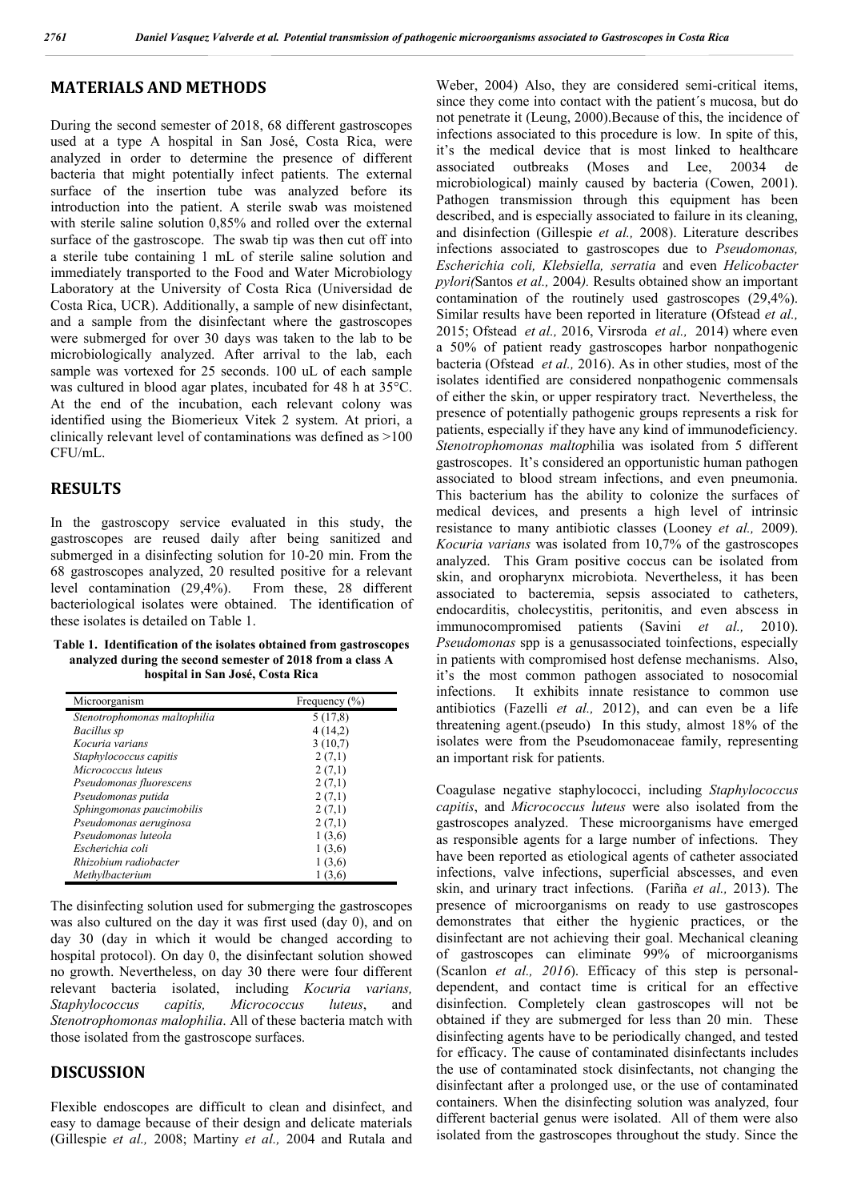## MATERIALS AND METHODS

During the second semester of 2018, 68 different gastroscopes used at a type A hospital in San José, Costa Rica, were analyzed in order to determine the presence of different bacteria that might potentially infect patients. The external surface of the insertion tube was analyzed before its introduction into the patient. A sterile swab was moistened with sterile saline solution 0,85% and rolled over the external surface of the gastroscope. The swab tip was then cut off into a sterile tube containing 1 mL of sterile saline solution and immediately transported to the Food and Water Microbiology Laboratory at the University of Costa Rica (Universidad de Costa Rica, UCR). Additionally, a sample of new disinfectant, and a sample from the disinfectant where the gastroscopes were submerged for over 30 days was taken to the lab to be microbiologically analyzed. After arrival to the lab, each sample was vortexed for 25 seconds. 100 uL of each sample was cultured in blood agar plates, incubated for 48 h at 35°C. At the end of the incubation, each relevant colony was identified using the Biomerieux Vitek 2 system. At priori, a clinically relevant level of contaminations was defined as >100 CFU/mL.

## RESULTS

In the gastroscopy service evaluated in this study, the gastroscopes are reused daily after being sanitized and submerged in a disinfecting solution for 10-20 min. From the 68 gastroscopes analyzed, 20 resulted positive for a relevant level contamination (29,4%). From these, 28 different bacteriological isolates were obtained. The identification of these isolates is detailed on Table 1.

**Table 1. Identification of the isolates obtained from gastroscopes analyzed during the second semester of 2018 from a class A hospital in San José, Costa Rica**

| Microorganism | Frequency (%) |
|---|---|
| *Stenotrophomonas maltophilia* | 5 (17,8) |
| *Bacillus sp* | 4 (14,2) |
| *Kocuria varians* | 3 (10,7) |
| *Staphylococcus capitis* | 2 (7,1) |
| *Micrococcus luteus* | 2 (7,1) |
| *Pseudomonas fluorescens* | 2 (7,1) |
| *Pseudomonas putida* | 2 (7,1) |
| *Sphingomonas paucimobilis* | 2 (7,1) |
| *Pseudomonas aeruginosa* | 2 (7,1) |
| *Pseudomonas luteola* | 1 (3,6) |
| *Escherichia coli* | 1 (3,6) |
| *Rhizobium radiobacter* | 1 (3,6) |
| *Methylbacterium* | 1 (3,6) |

The disinfecting solution used for submerging the gastroscopes was also cultured on the day it was first used (day 0), and on day 30 (day in which it would be changed according to hospital protocol). On day 0, the disinfectant solution showed no growth. Nevertheless, on day 30 there were four different relevant bacteria isolated, including *Kocuria varians, Staphylococcus capitis, Micrococcus luteus*, and *Stenotrophomonas malophilia*. All of these bacteria match with those isolated from the gastroscope surfaces.

## DISCUSSION

Flexible endoscopes are difficult to clean and disinfect, and easy to damage because of their design and delicate materials (Gillespie *et al.,* 2008; Martiny *et al.,* 2004 and Rutala and Weber, 2004) Also, they are considered semi-critical items, since they come into contact with the patient´s mucosa, but do not penetrate it (Leung, 2000).Because of this, the incidence of infections associated to this procedure is low. In spite of this, it's the medical device that is most linked to healthcare associated outbreaks (Moses and Lee, 20034 de microbiological) mainly caused by bacteria (Cowen, 2001). Pathogen transmission through this equipment has been described, and is especially associated to failure in its cleaning, and disinfection (Gillespie *et al.,* 2008). Literature describes infections associated to gastroscopes due to *Pseudomonas, Escherichia coli, Klebsiella, serratia* and even *Helicobacter pylori(*Santos *et al.,* 2004*).* Results obtained show an important contamination of the routinely used gastroscopes (29,4%). Similar results have been reported in literature (Ofstead *et al.,* 2015; Ofstead *et al.,* 2016, Virsroda *et al.,* 2014) where even a 50% of patient ready gastroscopes harbor nonpathogenic bacteria (Ofstead *et al.,* 2016). As in other studies, most of the isolates identified are considered nonpathogenic commensals of either the skin, or upper respiratory tract. Nevertheless, the presence of potentially pathogenic groups represents a risk for patients, especially if they have any kind of immunodeficiency. *Stenotrophomonas maltop*hilia was isolated from 5 different gastroscopes. It's considered an opportunistic human pathogen associated to blood stream infections, and even pneumonia. This bacterium has the ability to colonize the surfaces of medical devices, and presents a high level of intrinsic resistance to many antibiotic classes (Looney *et al.,* 2009). *Kocuria varians* was isolated from 10,7% of the gastroscopes analyzed. This Gram positive coccus can be isolated from skin, and oropharynx microbiota. Nevertheless, it has been associated to bacteremia, sepsis associated to catheters, endocarditis, cholecystitis, peritonitis, and even abscess in immunocompromised patients (Savini *et al.,* 2010). *Pseudomonas* spp is a genusassociated toinfections, especially in patients with compromised host defense mechanisms. Also, it's the most common pathogen associated to nosocomial infections. It exhibits innate resistance to common use antibiotics (Fazelli *et al.,* 2012), and can even be a life threatening agent.(pseudo) In this study, almost 18% of the isolates were from the Pseudomonaceae family, representing an important risk for patients.

Coagulase negative staphylococci, including *Staphylococcus capitis*, and *Micrococcus luteus* were also isolated from the gastroscopes analyzed. These microorganisms have emerged as responsible agents for a large number of infections. They have been reported as etiological agents of catheter associated infections, valve infections, superficial abscesses, and even skin, and urinary tract infections. (Fariña *et al.,* 2013). The presence of microorganisms on ready to use gastroscopes demonstrates that either the hygienic practices, or the disinfectant are not achieving their goal. Mechanical cleaning of gastroscopes can eliminate 99% of microorganisms (Scanlon *et al., 2016*). Efficacy of this step is personal-dependent, and contact time is critical for an effective disinfection. Completely clean gastroscopes will not be obtained if they are submerged for less than 20 min. These disinfecting agents have to be periodically changed, and tested for efficacy. The cause of contaminated disinfectants includes the use of contaminated stock disinfectants, not changing the disinfectant after a prolonged use, or the use of contaminated containers. When the disinfecting solution was analyzed, four different bacterial genus were isolated. All of them were also isolated from the gastroscopes throughout the study. Since the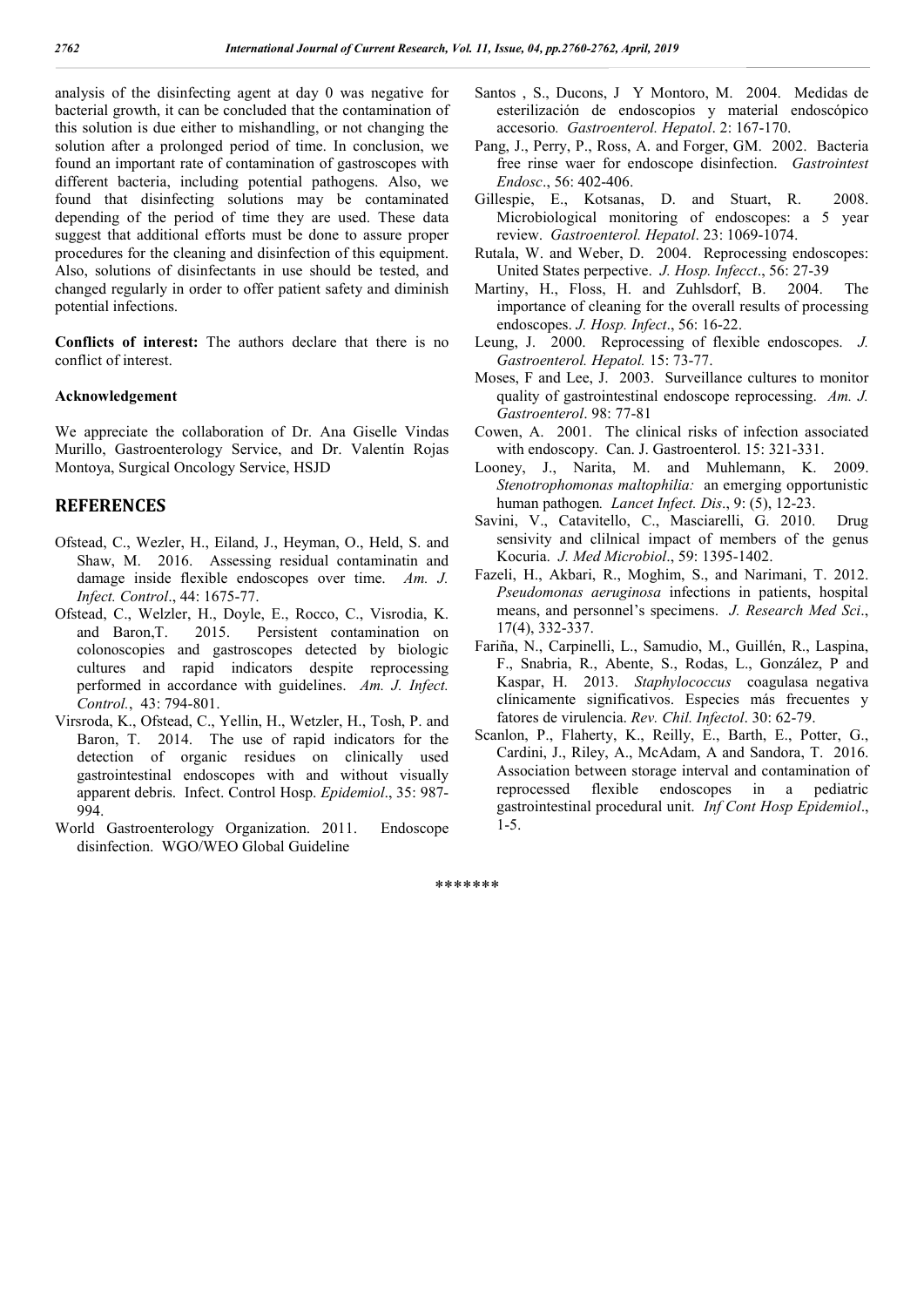analysis of the disinfecting agent at day 0 was negative for bacterial growth, it can be concluded that the contamination of this solution is due either to mishandling, or not changing the solution after a prolonged period of time. In conclusion, we found an important rate of contamination of gastroscopes with different bacteria, including potential pathogens. Also, we found that disinfecting solutions may be contaminated depending of the period of time they are used. These data suggest that additional efforts must be done to assure proper procedures for the cleaning and disinfection of this equipment. Also, solutions of disinfectants in use should be tested, and changed regularly in order to offer patient safety and diminish potential infections.

**Conflicts of interest:** The authors declare that there is no conflict of interest.

**Acknowledgement**

We appreciate the collaboration of Dr. Ana Giselle Vindas Murillo, Gastroenterology Service, and Dr. Valentín Rojas Montoya, Surgical Oncology Service, HSJD

## REFERENCES

Ofstead, C., Wezler, H., Eiland, J., Heyman, O., Held, S. and Shaw, M. 2016. Assessing residual contaminatin and damage inside flexible endoscopes over time. *Am. J. Infect. Control*., 44: 1675-77.

Ofstead, C., Welzler, H., Doyle, E., Rocco, C., Visrodia, K. and Baron,T. 2015. Persistent contamination on colonoscopies and gastroscopes detected by biologic cultures and rapid indicators despite reprocessing performed in accordance with guidelines. *Am. J. Infect. Control.*, 43: 794-801.

Virsroda, K., Ofstead, C., Yellin, H., Wetzler, H., Tosh, P. and Baron, T. 2014. The use of rapid indicators for the detection of organic residues on clinically used gastrointestinal endoscopes with and without visually apparent debris. Infect. Control Hosp. *Epidemiol*., 35: 987-994.

World Gastroenterology Organization. 2011. Endoscope disinfection. WGO/WEO Global Guideline

Santos , S., Ducons, J Y Montoro, M. 2004. Medidas de esterilización de endoscopios y material endoscópico accesorio*. Gastroenterol. Hepatol*. 2: 167-170.

Pang, J., Perry, P., Ross, A. and Forger, GM. 2002. Bacteria free rinse waer for endoscope disinfection. *Gastrointest Endosc*., 56: 402-406.

Gillespie, E., Kotsanas, D. and Stuart, R. 2008. Microbiological monitoring of endoscopes: a 5 year review. *Gastroenterol. Hepatol*. 23: 1069-1074.

Rutala, W. and Weber, D. 2004. Reprocessing endoscopes: United States perpective. *J. Hosp. Infecct*., 56: 27-39

Martiny, H., Floss, H. and Zuhlsdorf, B. 2004. The importance of cleaning for the overall results of processing endoscopes. *J. Hosp. Infect*., 56: 16-22.

Leung, J. 2000. Reprocessing of flexible endoscopes. *J. Gastroenterol. Hepatol.* 15: 73-77.

Moses, F and Lee, J. 2003. Surveillance cultures to monitor quality of gastrointestinal endoscope reprocessing. *Am. J. Gastroenterol*. 98: 77-81

Cowen, A. 2001. The clinical risks of infection associated with endoscopy. Can. J. Gastroenterol. 15: 321-331.

Looney, J., Narita, M. and Muhlemann, K. 2009. *Stenotrophomonas maltophilia:* an emerging opportunistic human pathogen*. Lancet Infect. Dis*., 9: (5), 12-23.

Savini, V., Catavitello, C., Masciarelli, G. 2010. Drug sensivity and clilnical impact of members of the genus Kocuria. *J. Med Microbiol*., 59: 1395-1402.

Fazeli, H., Akbari, R., Moghim, S., and Narimani, T. 2012. *Pseudomonas aeruginosa* infections in patients, hospital means, and personnel's specimens. *J. Research Med Sci*., 17(4), 332-337.

Fariña, N., Carpinelli, L., Samudio, M., Guillén, R., Laspina, F., Snabria, R., Abente, S., Rodas, L., González, P and Kaspar, H. 2013. *Staphylococcus* coagulasa negativa clínicamente significativos. Especies más frecuentes y fatores de virulencia. *Rev. Chil. Infectol*. 30: 62-79.

Scanlon, P., Flaherty, K., Reilly, E., Barth, E., Potter, G., Cardini, J., Riley, A., McAdam, A and Sandora, T. 2016. Association between storage interval and contamination of reprocessed flexible endoscopes in a pediatric gastrointestinal procedural unit. *Inf Cont Hosp Epidemiol*., 1-5.

\*\*\*\*\*\*\*